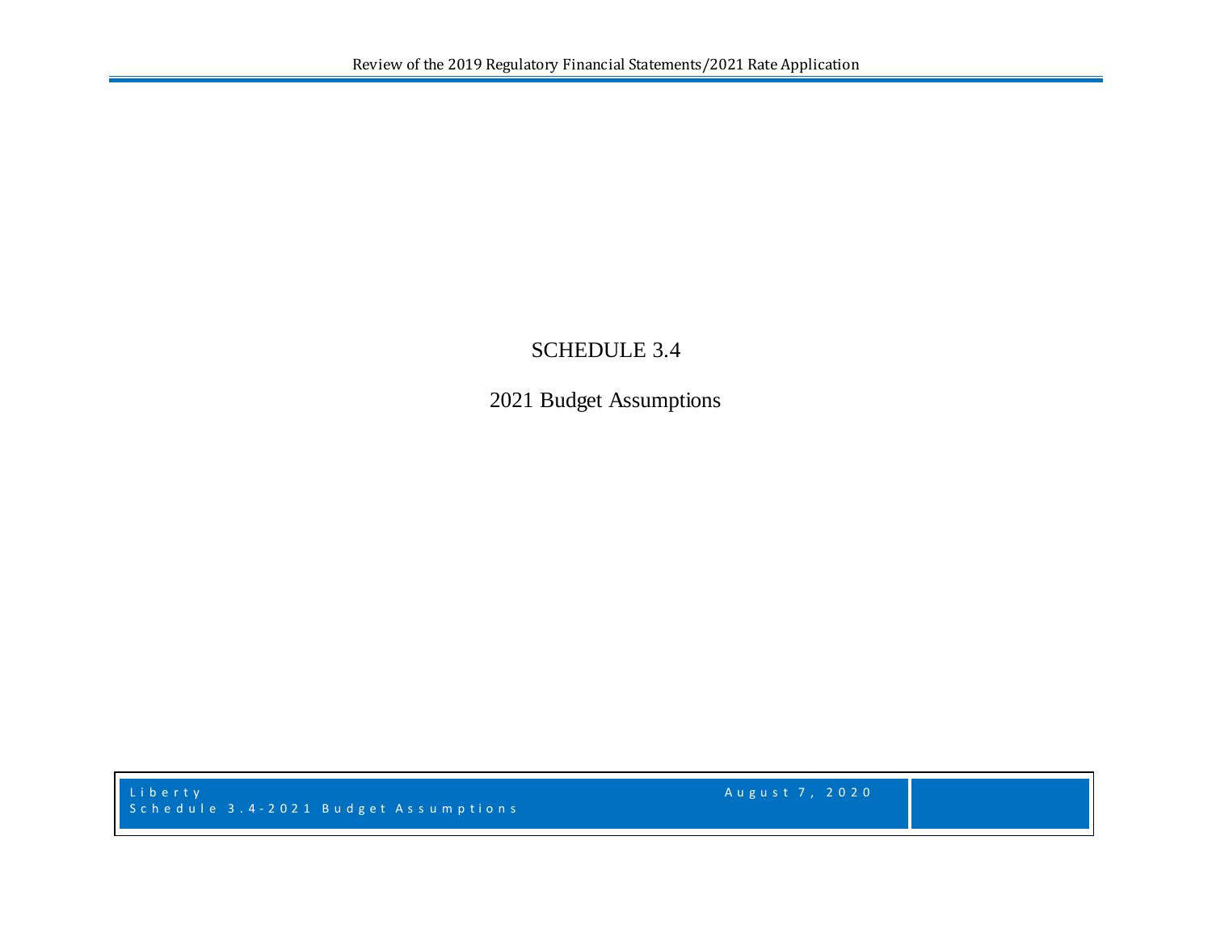# SCHEDULE 3.4

## 2021 Budget Assumptions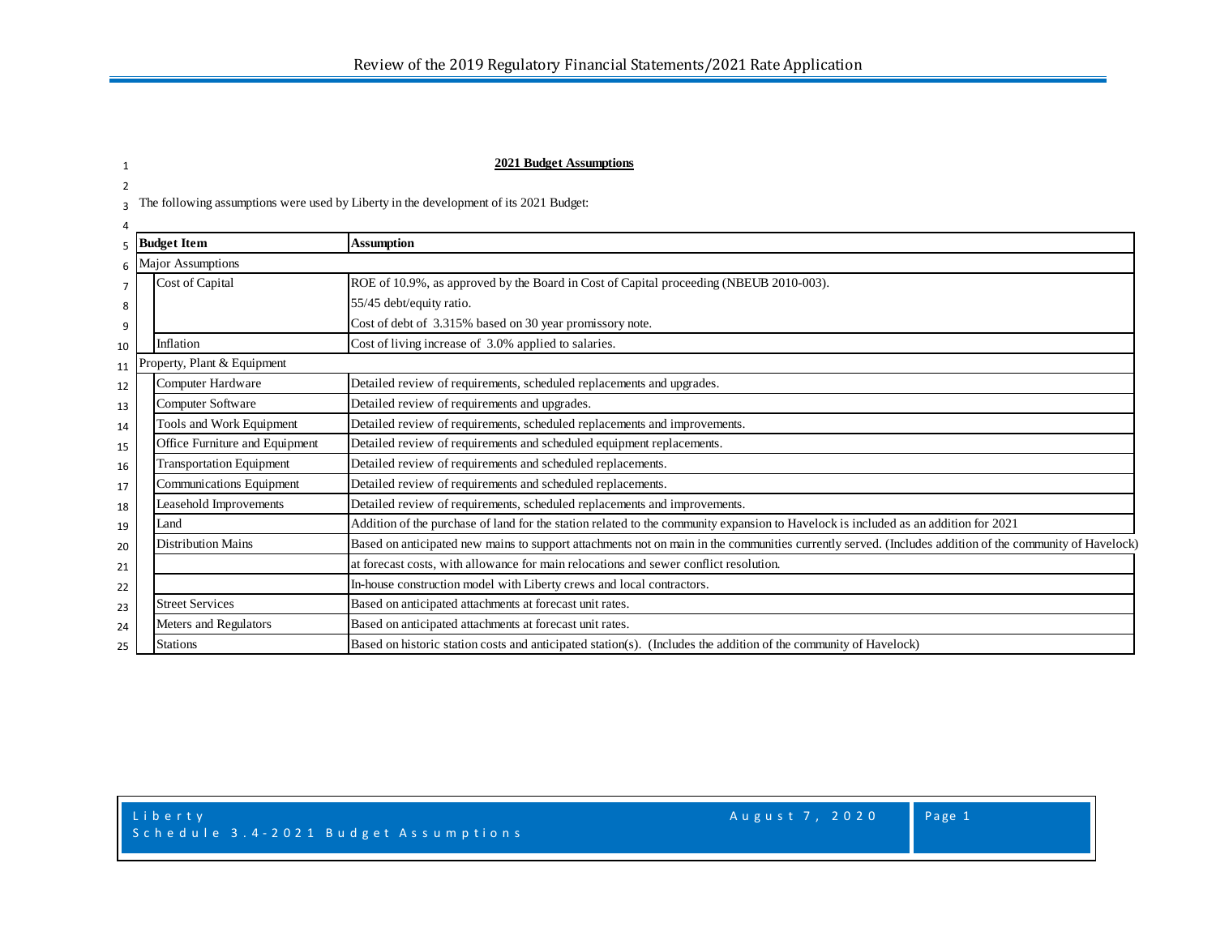## 2021 Budget Assumptions

The following assumptions were used by Liberty in the development of its 2021 Budget:

| Budget Item | | Assumption |
|---|---|---|
| Major Assumptions | | |
| | Cost of Capital | ROE of 10.9%, as approved by the Board in Cost of Capital proceeding (NBEUB 2010-003). |
| | | 55/45 debt/equity ratio. |
| | | Cost of debt of 3.315% based on 30 year promissory note. |
| | Inflation | Cost of living increase of 3.0% applied to salaries. |
| Property, Plant & Equipment | | |
| | Computer Hardware | Detailed review of requirements, scheduled replacements and upgrades. |
| | Computer Software | Detailed review of requirements and upgrades. |
| | Tools and Work Equipment | Detailed review of requirements, scheduled replacements and improvements. |
| | Office Furniture and Equipment | Detailed review of requirements and scheduled equipment replacements. |
| | Transportation Equipment | Detailed review of requirements and scheduled replacements. |
| | Communications Equipment | Detailed review of requirements and scheduled replacements. |
| | Leasehold Improvements | Detailed review of requirements, scheduled replacements and improvements. |
| | Land | Addition of the purchase of land for the station related to the community expansion to Havelock is included as an addition for 2021 |
| | Distribution Mains | Based on anticipated new mains to support attachments not on main in the communities currently served. (Includes addition of the community of Havelock) |
| | | at forecast costs, with allowance for main relocations and sewer conflict resolution. |
| | | In-house construction model with Liberty crews and local contractors. |
| | Street Services | Based on anticipated attachments at forecast unit rates. |
| | Meters and Regulators | Based on anticipated attachments at forecast unit rates. |
| | Stations | Based on historic station costs and anticipated station(s). (Includes the addition of the community of Havelock) |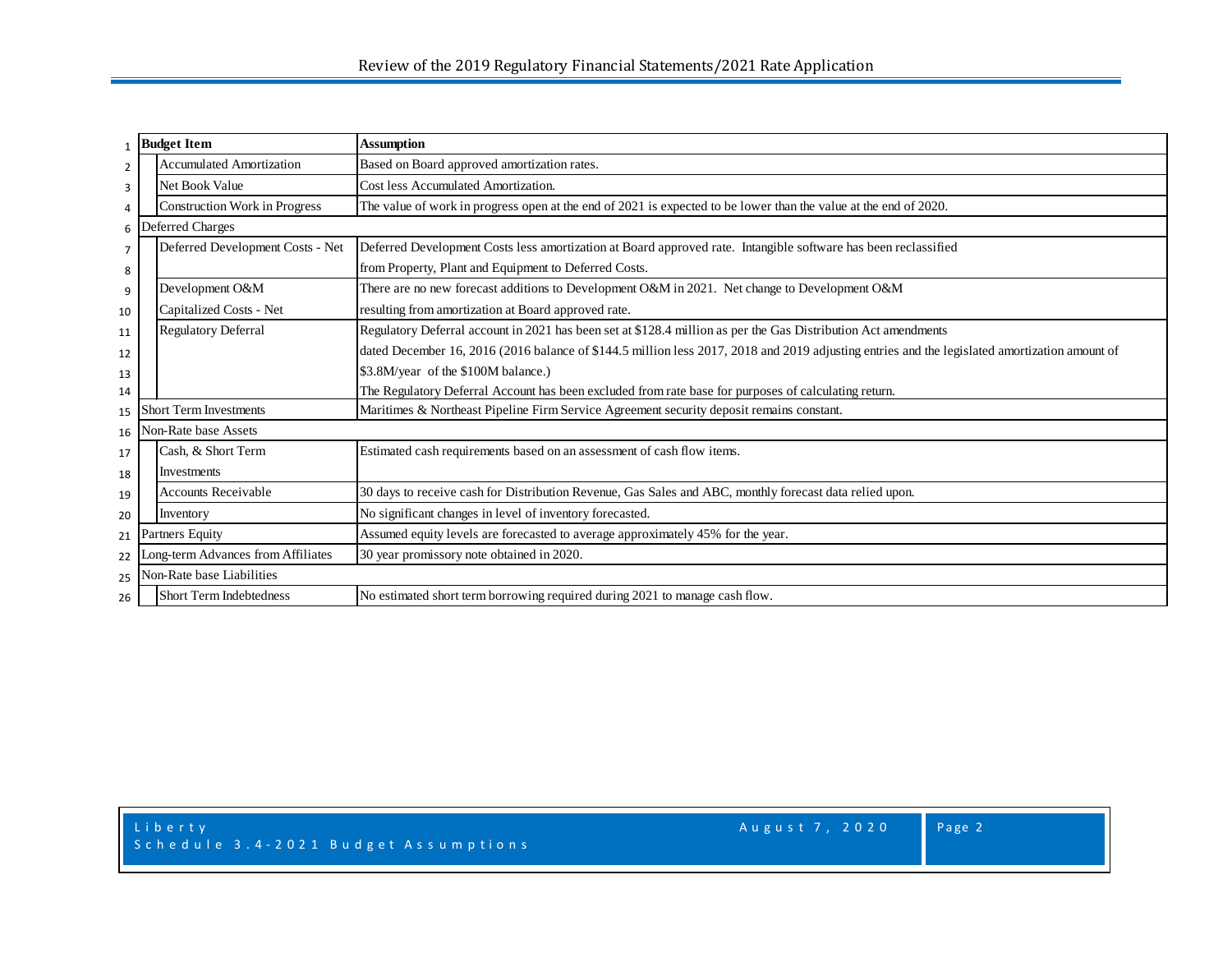| | Budget Item | Assumption |
|---|---|---|
| 1 | **Budget Item** | **Assumption** |
| 2 | Accumulated Amortization | Based on Board approved amortization rates. |
| 3 | Net Book Value | Cost less Accumulated Amortization. |
| 4 | Construction Work in Progress | The value of work in progress open at the end of 2021 is expected to be lower than the value at the end of 2020. |
| 6 | Deferred Charges | |
| 7 | Deferred Development Costs - Net | Deferred Development Costs less amortization at Board approved rate. Intangible software has been reclassified |
| 8 | | from Property, Plant and Equipment to Deferred Costs. |
| 9 | Development O&M | There are no new forecast additions to Development O&M in 2021. Net change to Development O&M |
| 10 | Capitalized Costs - Net | resulting from amortization at Board approved rate. |
| 11 | Regulatory Deferral | Regulatory Deferral account in 2021 has been set at $128.4 million as per the Gas Distribution Act amendments |
| 12 | | dated December 16, 2016 (2016 balance of $144.5 million less 2017, 2018 and 2019 adjusting entries and the legislated amortization amount of |
| 13 | | $3.8M/year of the $100M balance.) |
| 14 | | The Regulatory Deferral Account has been excluded from rate base for purposes of calculating return. |
| 15 | Short Term Investments | Maritimes & Northeast Pipeline Firm Service Agreement security deposit remains constant. |
| 16 | Non-Rate base Assets | |
| 17 | Cash, & Short Term | Estimated cash requirements based on an assessment of cash flow items. |
| 18 | Investments | |
| 19 | Accounts Receivable | 30 days to receive cash for Distribution Revenue, Gas Sales and ABC, monthly forecast data relied upon. |
| 20 | Inventory | No significant changes in level of inventory forecasted. |
| 21 | Partners Equity | Assumed equity levels are forecasted to average approximately 45% for the year. |
| 22 | Long-term Advances from Affiliates | 30 year promissory note obtained in 2020. |
| 25 | Non-Rate base Liabilities | |
| 26 | Short Term Indebtedness | No estimated short term borrowing required during 2021 to manage cash flow. |

Liberty
Schedule 3.4-2021 Budget Assumptions
August 7, 2020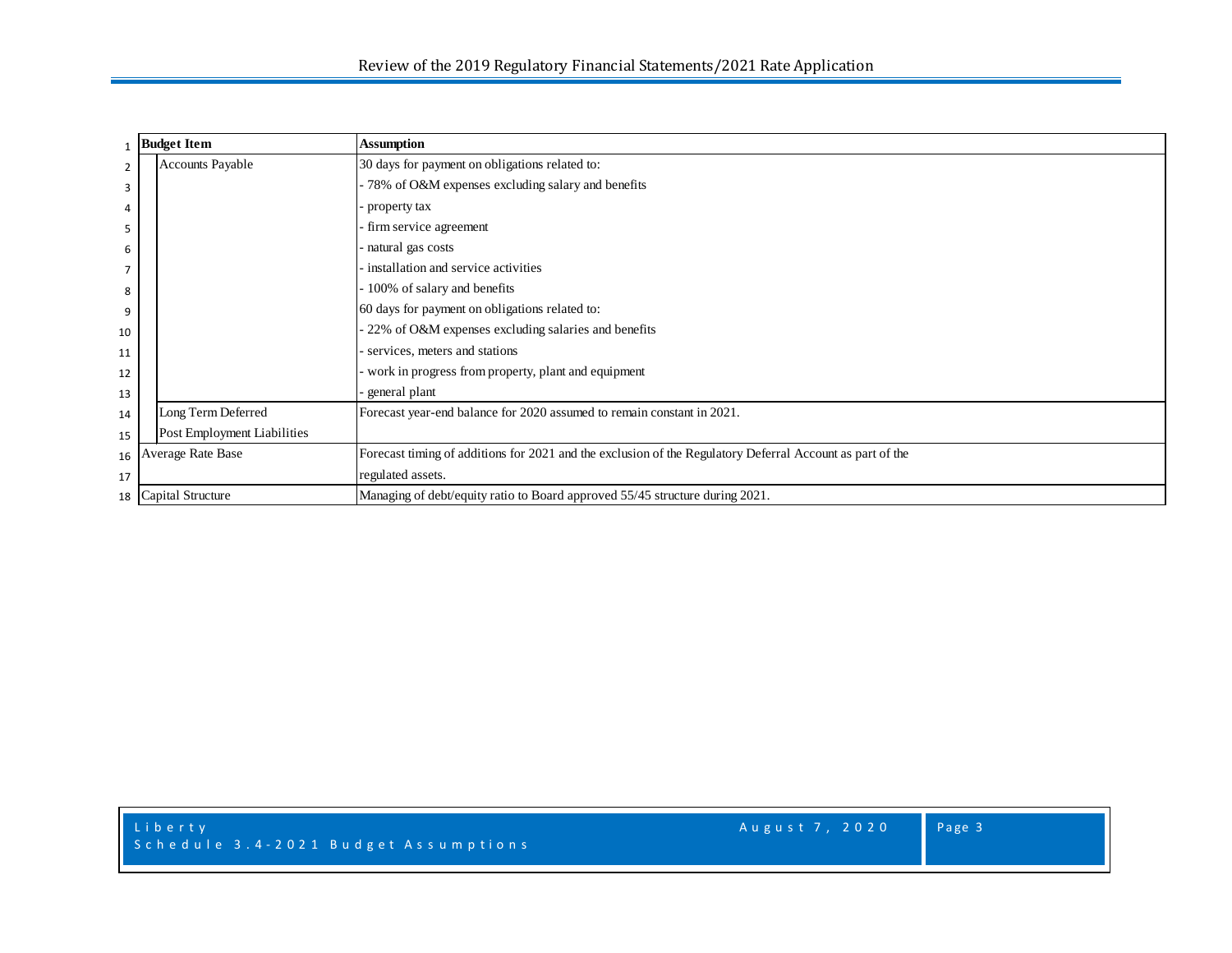| Budget Item | Assumption |
|---|---|
| Accounts Payable | 30 days for payment on obligations related to:<br>- 78% of O&M expenses excluding salary and benefits<br>- property tax<br>- firm service agreement<br>- natural gas costs<br>- installation and service activities<br>- 100% of salary and benefits<br>60 days for payment on obligations related to:<br>- 22% of O&M expenses excluding salaries and benefits<br>- services, meters and stations<br>- work in progress from property, plant and equipment<br>- general plant |
| Long Term Deferred Post Employment Liabilities | Forecast year-end balance for 2020 assumed to remain constant in 2021. |
| Average Rate Base | Forecast timing of additions for 2021 and the exclusion of the Regulatory Deferral Account as part of the regulated assets. |
| Capital Structure | Managing of debt/equity ratio to Board approved 55/45 structure during 2021. |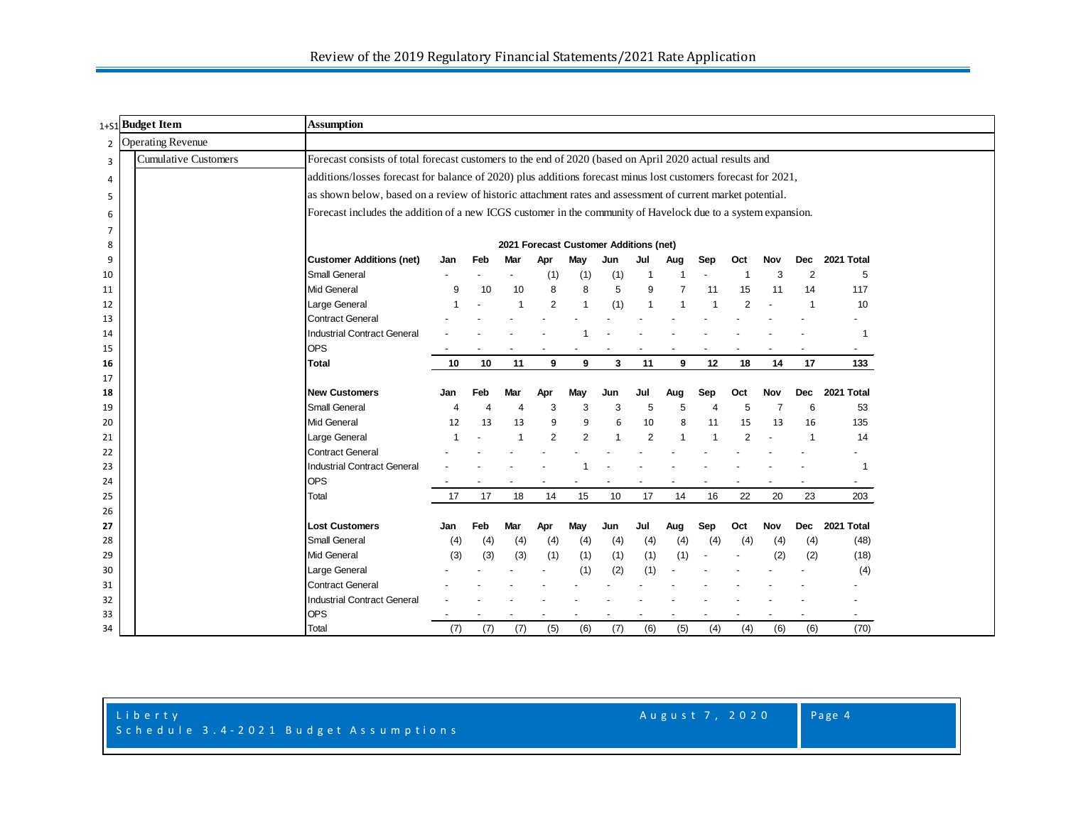| Budget Item | Assumption |
|---|---|
| Operating Revenue | |
| Cumulative Customers | Forecast consists of total forecast customers to the end of 2020 (based on April 2020 actual results and additions/losses forecast for balance of 2020) plus additions forecast minus lost customers forecast for 2021, as shown below, based on a review of historic attachment rates and assessment of current market potential. Forecast includes the addition of a new ICGS customer in the community of Havelock due to a system expansion. |

**2021 Forecast Customer Additions (net)**

| **Customer Additions (net)** | **Jan** | **Feb** | **Mar** | **Apr** | **May** | **Jun** | **Jul** | **Aug** | **Sep** | **Oct** | **Nov** | **Dec** | **2021 Total** |
|---|---|---|---|---|---|---|---|---|---|---|---|---|---|
| Small General | - | - | - | (1) | (1) | (1) | 1 | 1 | - | 1 | 3 | 2 | 5 |
| Mid General | 9 | 10 | 10 | 8 | 8 | 5 | 9 | 7 | 11 | 15 | 11 | 14 | 117 |
| Large General | 1 | - | 1 | 2 | 1 | (1) | 1 | 1 | 1 | 2 | - | 1 | 10 |
| Contract General | - | - | - | - | - | - | - | - | - | - | - | - | - |
| Industrial Contract General | - | - | - | - | 1 | - | - | - | - | - | - | - | 1 |
| OPS | - | - | - | - | - | - | - | - | - | - | - | - | - |
| **Total** | **10** | **10** | **11** | **9** | **9** | **3** | **11** | **9** | **12** | **18** | **14** | **17** | **133** |

| **New Customers** | **Jan** | **Feb** | **Mar** | **Apr** | **May** | **Jun** | **Jul** | **Aug** | **Sep** | **Oct** | **Nov** | **Dec** | **2021 Total** |
|---|---|---|---|---|---|---|---|---|---|---|---|---|---|
| Small General | 4 | 4 | 4 | 3 | 3 | 3 | 5 | 5 | 4 | 5 | 7 | 6 | 53 |
| Mid General | 12 | 13 | 13 | 9 | 9 | 6 | 10 | 8 | 11 | 15 | 13 | 16 | 135 |
| Large General | 1 | - | 1 | 2 | 2 | 1 | 2 | 1 | 1 | 2 | - | 1 | 14 |
| Contract General | - | - | - | - | - | - | - | - | - | - | - | - | - |
| Industrial Contract General | - | - | - | - | 1 | - | - | - | - | - | - | - | 1 |
| OPS | - | - | - | - | - | - | - | - | - | - | - | - | - |
| Total | 17 | 17 | 18 | 14 | 15 | 10 | 17 | 14 | 16 | 22 | 20 | 23 | 203 |

| **Lost Customers** | **Jan** | **Feb** | **Mar** | **Apr** | **May** | **Jun** | **Jul** | **Aug** | **Sep** | **Oct** | **Nov** | **Dec** | **2021 Total** |
|---|---|---|---|---|---|---|---|---|---|---|---|---|---|
| Small General | (4) | (4) | (4) | (4) | (4) | (4) | (4) | (4) | (4) | (4) | (4) | (4) | (48) |
| Mid General | (3) | (3) | (3) | (1) | (1) | (1) | (1) | (1) | - | - | (2) | (2) | (18) |
| Large General | - | - | - | - | (1) | (2) | (1) | - | - | - | - | - | (4) |
| Contract General | - | - | - | - | - | - | - | - | - | - | - | - | - |
| Industrial Contract General | - | - | - | - | - | - | - | - | - | - | - | - | - |
| OPS | - | - | - | - | - | - | - | - | - | - | - | - | - |
| Total | (7) | (7) | (7) | (5) | (6) | (7) | (6) | (5) | (4) | (4) | (6) | (6) | (70) |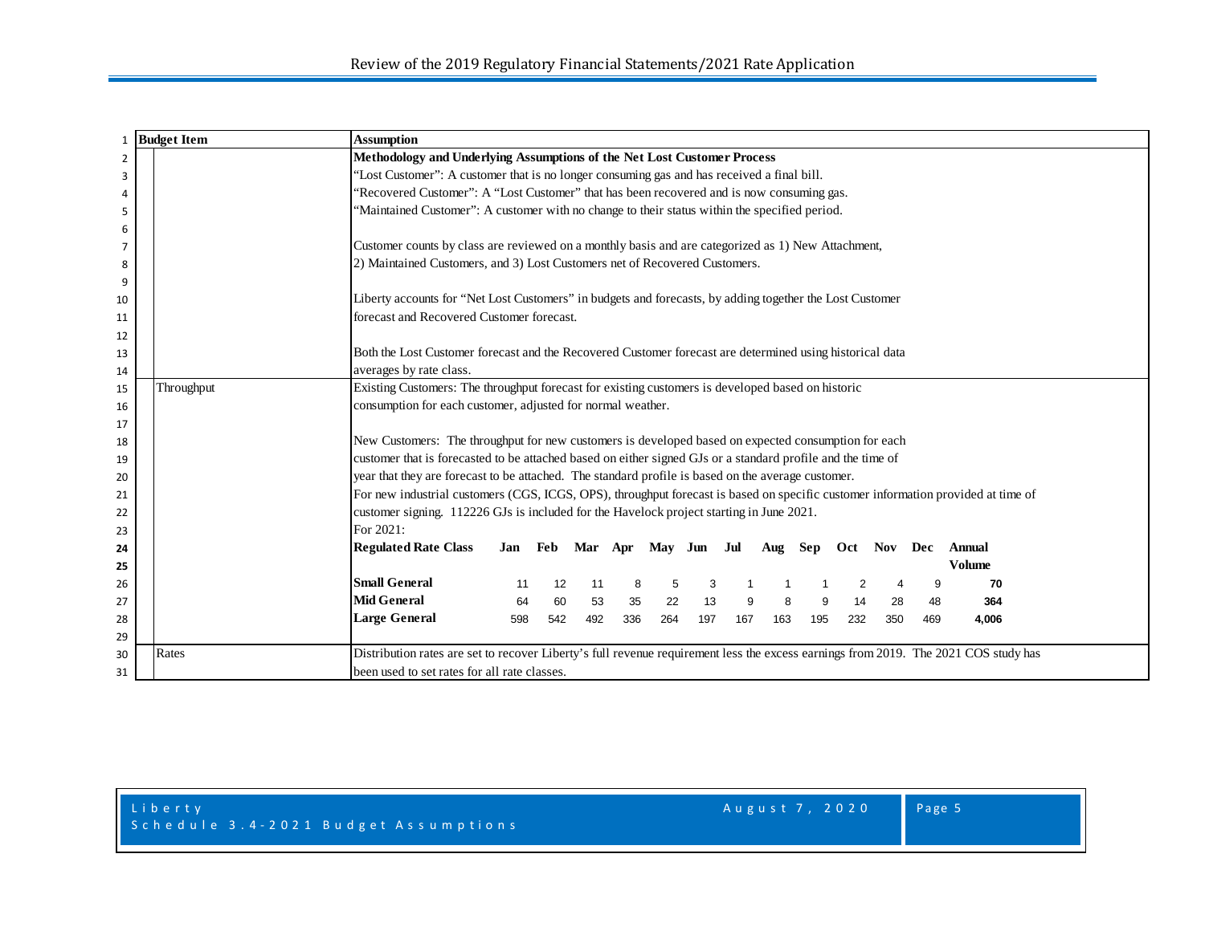| Budget Item | Assumption |
|---|---|
| | **Methodology and Underlying Assumptions of the Net Lost Customer Process** |
| | "Lost Customer": A customer that is no longer consuming gas and has received a final bill. |
| | "Recovered Customer": A "Lost Customer" that has been recovered and is now consuming gas. |
| | "Maintained Customer": A customer with no change to their status within the specified period. |
| | Customer counts by class are reviewed on a monthly basis and are categorized as 1) New Attachment, 2) Maintained Customers, and 3) Lost Customers net of Recovered Customers. |
| | Liberty accounts for "Net Lost Customers" in budgets and forecasts, by adding together the Lost Customer forecast and Recovered Customer forecast. |
| | Both the Lost Customer forecast and the Recovered Customer forecast are determined using historical data averages by rate class. |
| Throughput | Existing Customers: The throughput forecast for existing customers is developed based on historic consumption for each customer, adjusted for normal weather. |
| | New Customers: The throughput for new customers is developed based on expected consumption for each customer that is forecasted to be attached based on either signed GJs or a standard profile and the time of year that they are forecast to be attached. The standard profile is based on the average customer. For new industrial customers (CGS, ICGS, OPS), throughput forecast is based on specific customer information provided at time of customer signing. 112226 GJs is included for the Havelock project starting in June 2021. |
| | For 2021: |
| Rates | Distribution rates are set to recover Liberty's full revenue requirement less the excess earnings from 2019. The 2021 COS study has been used to set rates for all rate classes. |

For 2021:

| Regulated Rate Class | Jan | Feb | Mar | Apr | May | Jun | Jul | Aug | Sep | Oct | Nov | Dec | Annual Volume |
|---|---|---|---|---|---|---|---|---|---|---|---|---|---|
| **Small General** | 11 | 12 | 11 | 8 | 5 | 3 | 1 | 1 | 1 | 2 | 4 | 9 | **70** |
| **Mid General** | 64 | 60 | 53 | 35 | 22 | 13 | 9 | 8 | 9 | 14 | 28 | 48 | **364** |
| **Large General** | 598 | 542 | 492 | 336 | 264 | 197 | 167 | 163 | 195 | 232 | 350 | 469 | **4,006** |

Liberty
Schedule 3.4-2021 Budget Assumptions
August 7, 2020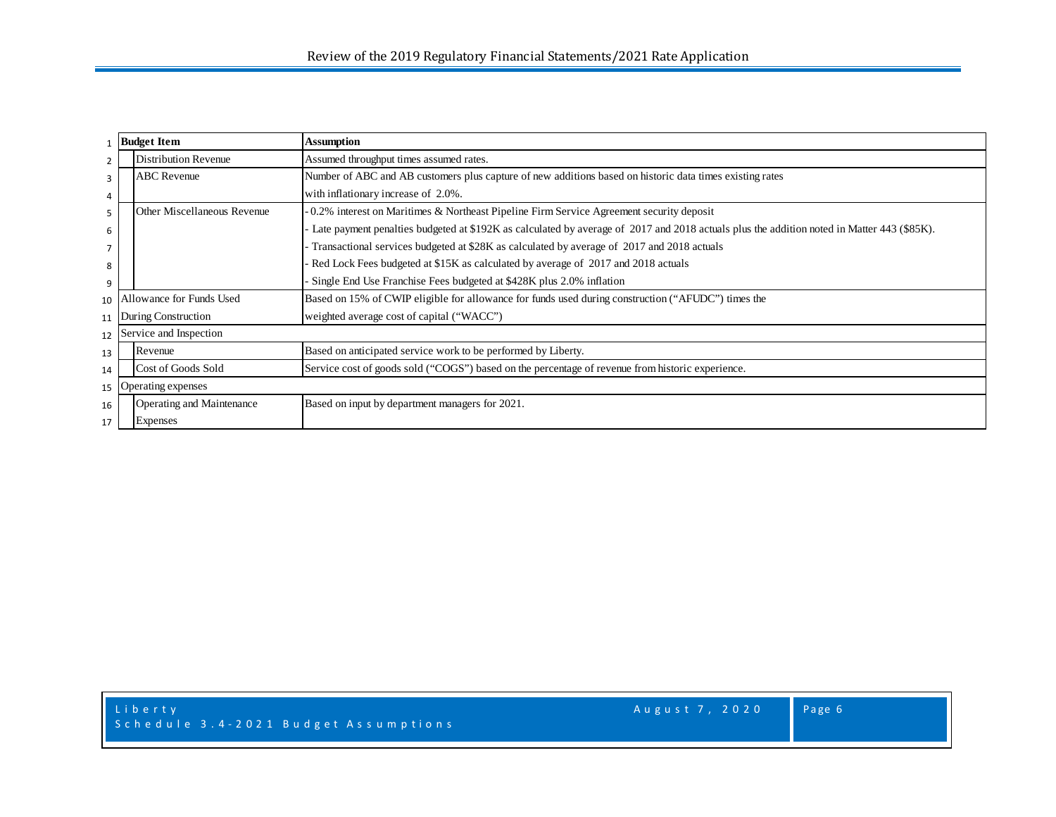| Budget Item | Assumption |
|---|---|
| Distribution Revenue | Assumed throughput times assumed rates. |
| ABC Revenue | Number of ABC and AB customers plus capture of new additions based on historic data times existing rates with inflationary increase of 2.0%. |
| Other Miscellaneous Revenue | - 0.2% interest on Maritimes & Northeast Pipeline Firm Service Agreement security deposit<br>- Late payment penalties budgeted at $192K as calculated by average of 2017 and 2018 actuals plus the addition noted in Matter 443 ($85K).<br>- Transactional services budgeted at $28K as calculated by average of 2017 and 2018 actuals<br>- Red Lock Fees budgeted at $15K as calculated by average of 2017 and 2018 actuals<br>- Single End Use Franchise Fees budgeted at $428K plus 2.0% inflation |
| Allowance for Funds Used During Construction | Based on 15% of CWIP eligible for allowance for funds used during construction ("AFUDC") times the weighted average cost of capital ("WACC") |
| Service and Inspection | |
| Revenue | Based on anticipated service work to be performed by Liberty. |
| Cost of Goods Sold | Service cost of goods sold ("COGS") based on the percentage of revenue from historic experience. |
| Operating expenses | |
| Operating and Maintenance Expenses | Based on input by department managers for 2021. |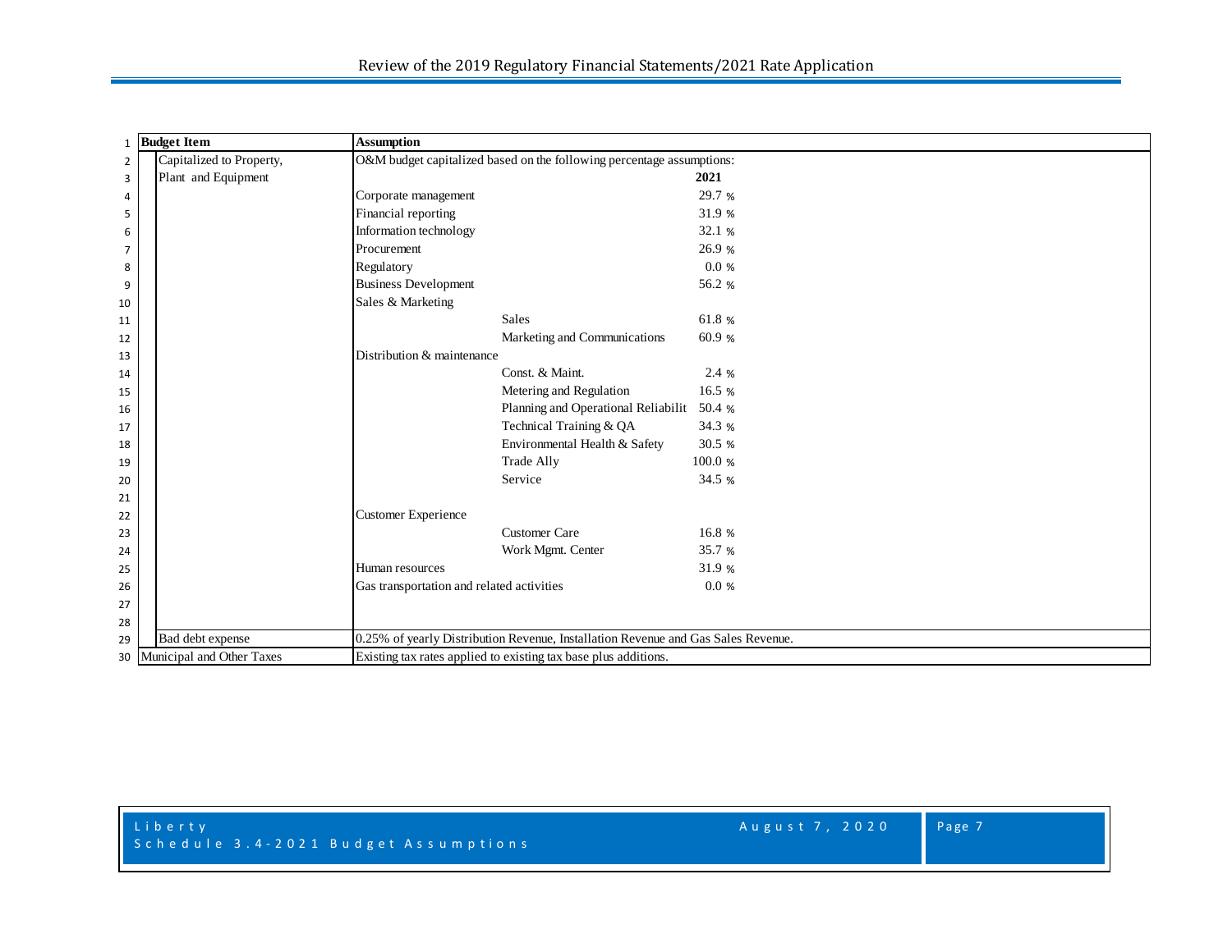| Budget Item | Assumption | | |
|---|---|---|---|
| Capitalized to Property, Plant and Equipment | O&M budget capitalized based on the following percentage assumptions: | | |
| | | | **2021** |
| | Corporate management | | 29.7 % |
| | Financial reporting | | 31.9 % |
| | Information technology | | 32.1 % |
| | Procurement | | 26.9 % |
| | Regulatory | | 0.0 % |
| | Business Development | | 56.2 % |
| | Sales & Marketing | | |
| | | Sales | 61.8 % |
| | | Marketing and Communications | 60.9 % |
| | Distribution & maintenance | | |
| | | Const. & Maint. | 2.4 % |
| | | Metering and Regulation | 16.5 % |
| | | Planning and Operational Reliabilit | 50.4 % |
| | | Technical Training & QA | 34.3 % |
| | | Environmental Health & Safety | 30.5 % |
| | | Trade Ally | 100.0 % |
| | | Service | 34.5 % |
| | | | |
| | Customer Experience | | |
| | | Customer Care | 16.8 % |
| | | Work Mgmt. Center | 35.7 % |
| | Human resources | | 31.9 % |
| | Gas transportation and related activities | | 0.0 % |
| | | | |
| | | | |
| Bad debt expense | 0.25% of yearly Distribution Revenue, Installation Revenue and Gas Sales Revenue. | | |
| Municipal and Other Taxes | Existing tax rates applied to existing tax base plus additions. | | |

Liberty
Schedule 3.4-2021 Budget Assumptions
August 7, 2020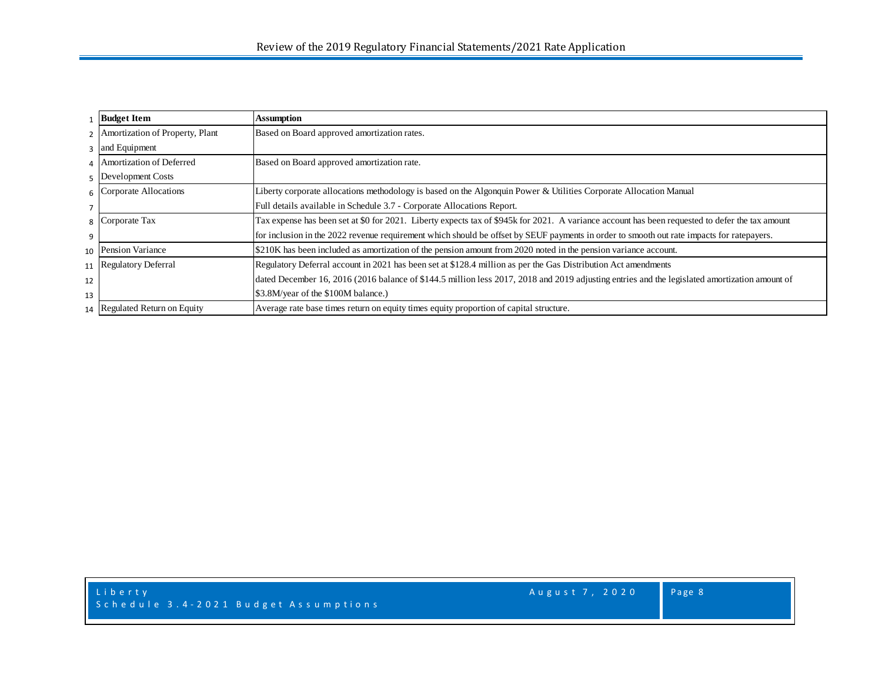| Budget Item | Assumption |
|---|---|
| Amortization of Property, Plant and Equipment | Based on Board approved amortization rates. |
| Amortization of Deferred Development Costs | Based on Board approved amortization rate. |
| Corporate Allocations | Liberty corporate allocations methodology is based on the Algonquin Power & Utilities Corporate Allocation Manual<br>Full details available in Schedule 3.7 - Corporate Allocations Report. |
| Corporate Tax | Tax expense has been set at $0 for 2021. Liberty expects tax of $945k for 2021. A variance account has been requested to defer the tax amount for inclusion in the 2022 revenue requirement which should be offset by SEUF payments in order to smooth out rate impacts for ratepayers. |
| Pension Variance | $210K has been included as amortization of the pension amount from 2020 noted in the pension variance account. |
| Regulatory Deferral | Regulatory Deferral account in 2021 has been set at $128.4 million as per the Gas Distribution Act amendments dated December 16, 2016 (2016 balance of $144.5 million less 2017, 2018 and 2019 adjusting entries and the legislated amortization amount of $3.8M/year of the $100M balance.) |
| Regulated Return on Equity | Average rate base times return on equity times equity proportion of capital structure. |